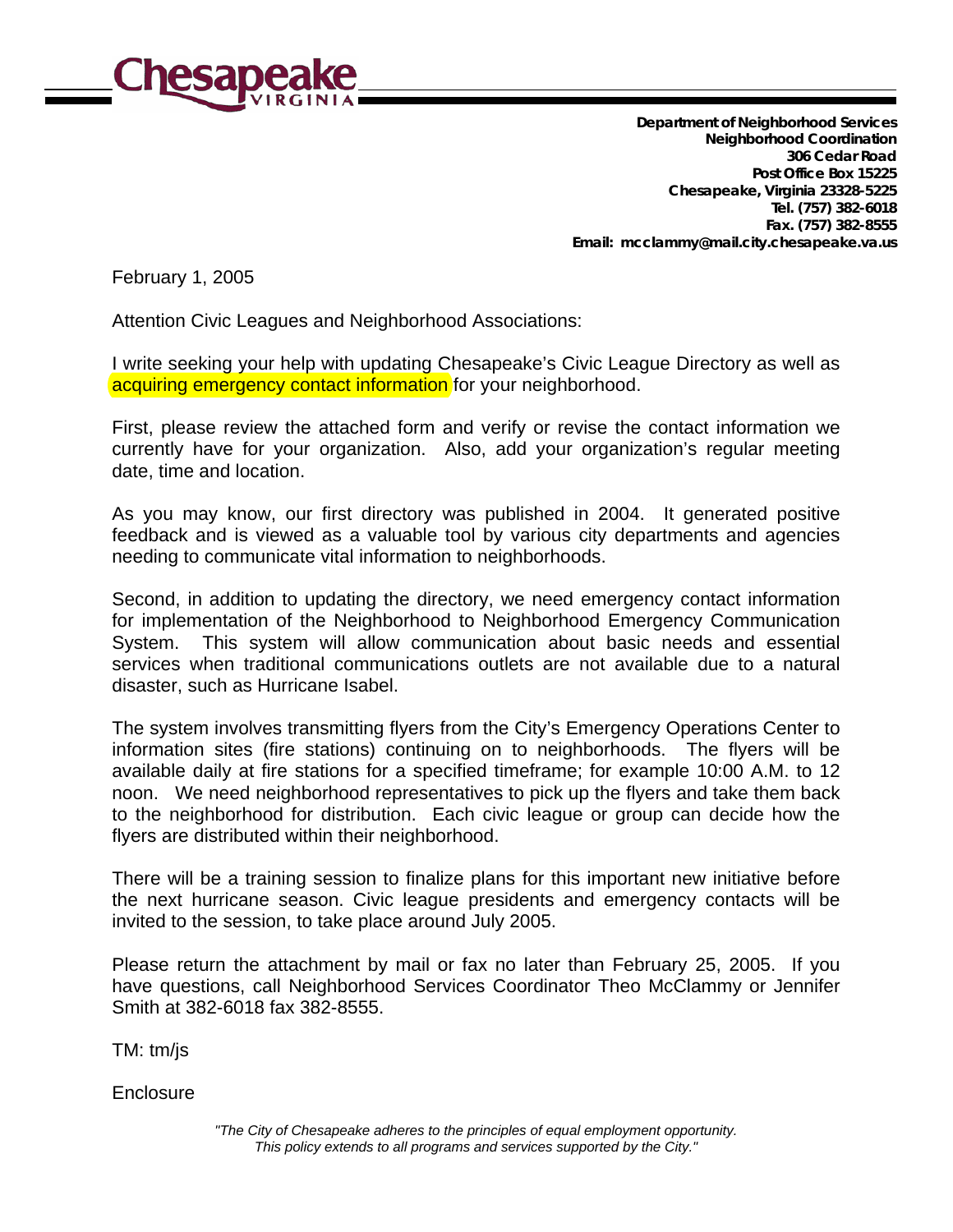**Chesapeake**
VIRGINIA

**Department of Neighborhood Services**
**Neighborhood Coordination**
**306 Cedar Road**
**Post Office Box 15225**
**Chesapeake, Virginia 23328-5225**
**Tel. (757) 382-6018**
**Fax. (757) 382-8555**
**Email: mcclammy@mail.city.chesapeake.va.us**

February 1, 2005

Attention Civic Leagues and Neighborhood Associations:

I write seeking your help with updating Chesapeake's Civic League Directory as well as acquiring emergency contact information for your neighborhood.

First, please review the attached form and verify or revise the contact information we currently have for your organization. Also, add your organization's regular meeting date, time and location.

As you may know, our first directory was published in 2004. It generated positive feedback and is viewed as a valuable tool by various city departments and agencies needing to communicate vital information to neighborhoods.

Second, in addition to updating the directory, we need emergency contact information for implementation of the Neighborhood to Neighborhood Emergency Communication System. This system will allow communication about basic needs and essential services when traditional communications outlets are not available due to a natural disaster, such as Hurricane Isabel.

The system involves transmitting flyers from the City's Emergency Operations Center to information sites (fire stations) continuing on to neighborhoods. The flyers will be available daily at fire stations for a specified timeframe; for example 10:00 A.M. to 12 noon. We need neighborhood representatives to pick up the flyers and take them back to the neighborhood for distribution. Each civic league or group can decide how the flyers are distributed within their neighborhood.

There will be a training session to finalize plans for this important new initiative before the next hurricane season. Civic league presidents and emergency contacts will be invited to the session, to take place around July 2005.

Please return the attachment by mail or fax no later than February 25, 2005. If you have questions, call Neighborhood Services Coordinator Theo McClammy or Jennifer Smith at 382-6018 fax 382-8555.

TM: tm/js

Enclosure

*"The City of Chesapeake adheres to the principles of equal employment opportunity. This policy extends to all programs and services supported by the City."*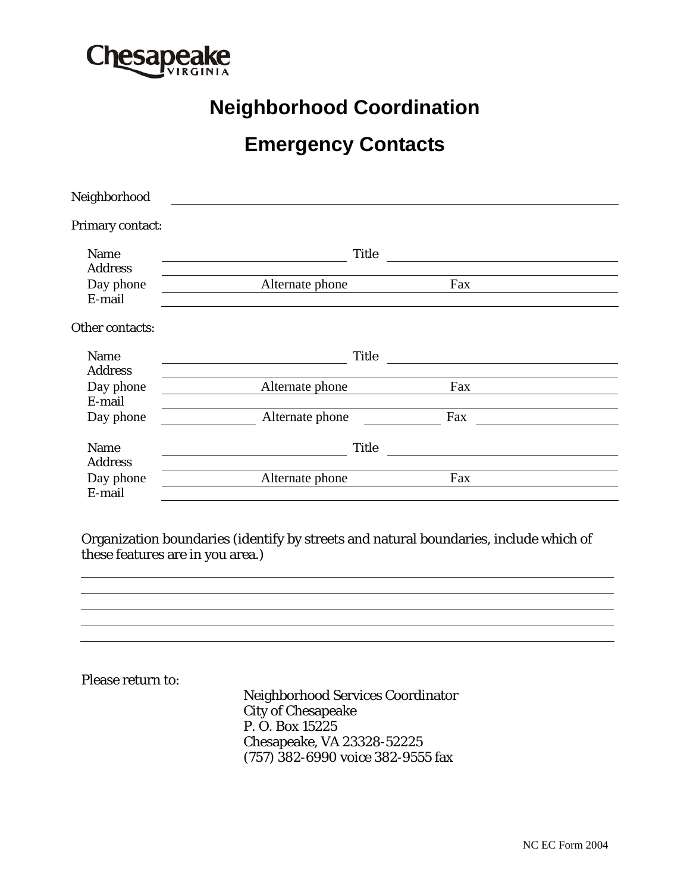Chesapeake
VIRGINIA

# Neighborhood Coordination

# Emergency Contacts

Neighborhood \_\_\_\_\_\_\_\_\_\_\_\_\_\_\_\_\_\_\_\_\_\_\_\_\_\_\_\_\_\_\_\_\_\_\_\_\_\_\_\_

Primary contact:

Name \_\_\_\_\_\_\_\_\_\_\_\_\_\_\_\_\_\_\_\_ Title \_\_\_\_\_\_\_\_\_\_\_\_\_\_\_\_\_\_\_\_
Address \_\_\_\_\_\_\_\_\_\_\_\_\_\_\_\_\_\_\_\_\_\_\_\_\_\_\_\_\_\_\_\_\_\_\_\_\_\_\_\_
Day phone \_\_\_\_\_\_\_\_ Alternate phone \_\_\_\_\_\_\_\_ Fax \_\_\_\_\_\_\_\_
E-mail \_\_\_\_\_\_\_\_\_\_\_\_\_\_\_\_\_\_\_\_\_\_\_\_\_\_\_\_\_\_\_\_\_\_\_\_\_\_\_\_

Other contacts:

Name \_\_\_\_\_\_\_\_\_\_\_\_\_\_\_\_\_\_\_\_ Title \_\_\_\_\_\_\_\_\_\_\_\_\_\_\_\_\_\_\_\_
Address \_\_\_\_\_\_\_\_\_\_\_\_\_\_\_\_\_\_\_\_\_\_\_\_\_\_\_\_\_\_\_\_\_\_\_\_\_\_\_\_
Day phone \_\_\_\_\_\_\_\_ Alternate phone \_\_\_\_\_\_\_\_ Fax \_\_\_\_\_\_\_\_
E-mail \_\_\_\_\_\_\_\_\_\_\_\_\_\_\_\_\_\_\_\_\_\_\_\_\_\_\_\_\_\_\_\_\_\_\_\_\_\_\_\_
Day phone \_\_\_\_\_\_\_\_ Alternate phone \_\_\_\_\_\_\_\_ Fax \_\_\_\_\_\_\_\_

Name \_\_\_\_\_\_\_\_\_\_\_\_\_\_\_\_\_\_\_\_ Title \_\_\_\_\_\_\_\_\_\_\_\_\_\_\_\_\_\_\_\_
Address \_\_\_\_\_\_\_\_\_\_\_\_\_\_\_\_\_\_\_\_\_\_\_\_\_\_\_\_\_\_\_\_\_\_\_\_\_\_\_\_
Day phone \_\_\_\_\_\_\_\_ Alternate phone \_\_\_\_\_\_\_\_ Fax \_\_\_\_\_\_\_\_
E-mail \_\_\_\_\_\_\_\_\_\_\_\_\_\_\_\_\_\_\_\_\_\_\_\_\_\_\_\_\_\_\_\_\_\_\_\_\_\_\_\_

Organization boundaries (identify by streets and natural boundaries, include which of these features are in you area.)

\_\_\_\_\_\_\_\_\_\_\_\_\_\_\_\_\_\_\_\_\_\_\_\_\_\_\_\_\_\_\_\_\_\_\_\_\_\_\_\_\_\_\_\_\_\_\_\_\_\_
\_\_\_\_\_\_\_\_\_\_\_\_\_\_\_\_\_\_\_\_\_\_\_\_\_\_\_\_\_\_\_\_\_\_\_\_\_\_\_\_\_\_\_\_\_\_\_\_\_\_
\_\_\_\_\_\_\_\_\_\_\_\_\_\_\_\_\_\_\_\_\_\_\_\_\_\_\_\_\_\_\_\_\_\_\_\_\_\_\_\_\_\_\_\_\_\_\_\_\_\_
\_\_\_\_\_\_\_\_\_\_\_\_\_\_\_\_\_\_\_\_\_\_\_\_\_\_\_\_\_\_\_\_\_\_\_\_\_\_\_\_\_\_\_\_\_\_\_\_\_\_
\_\_\_\_\_\_\_\_\_\_\_\_\_\_\_\_\_\_\_\_\_\_\_\_\_\_\_\_\_\_\_\_\_\_\_\_\_\_\_\_\_\_\_\_\_\_\_\_\_\_

Please return to:

Neighborhood Services Coordinator
City of Chesapeake
P. O. Box 15225
Chesapeake, VA 23328-52225
(757) 382-6990 voice 382-9555 fax

NC EC Form 2004